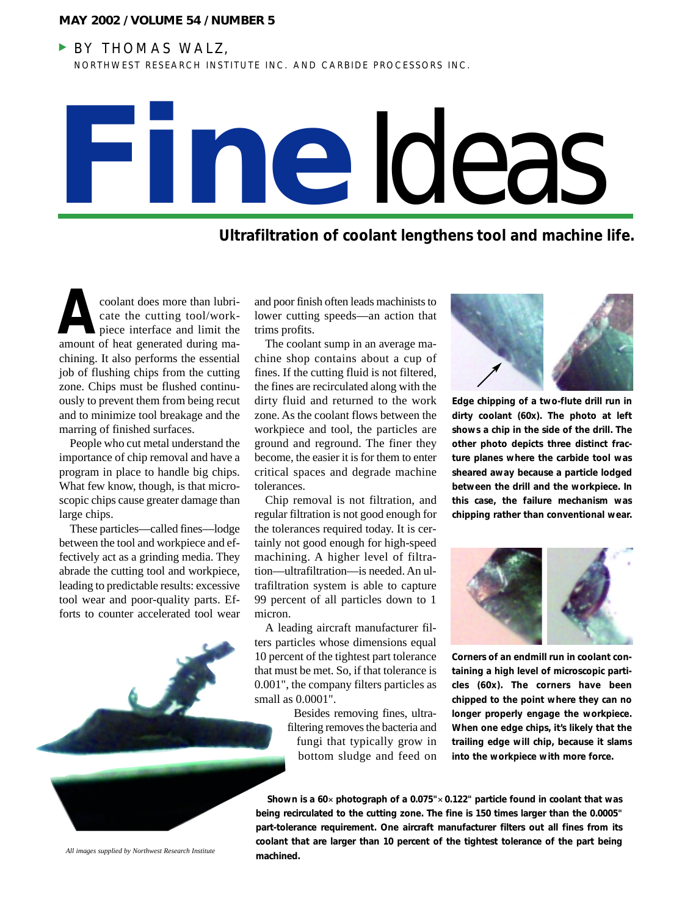BY THOMAS WALZ,
NORTHWEST RESEARCH INSTITUTE INC. AND CARBIDE PROCESSORS INC.

# Fine Ideas

**Ultrafiltration of coolant lengthens tool and machine life.**

A coolant does more than lubricate the cutting tool/workpiece interface and limit the amount of heat generated during machining. It also performs the essential job of flushing chips from the cutting zone. Chips must be flushed continuously to prevent them from being recut and to minimize tool breakage and the marring of finished surfaces.

People who cut metal understand the importance of chip removal and have a program in place to handle big chips. What few know, though, is that microscopic chips cause greater damage than large chips.

These particles—called fines—lodge between the tool and workpiece and effectively act as a grinding media. They abrade the cutting tool and workpiece, leading to predictable results: excessive tool wear and poor-quality parts. Efforts to counter accelerated tool wear and poor finish often leads machinists to lower cutting speeds—an action that trims profits.

The coolant sump in an average machine shop contains about a cup of fines. If the cutting fluid is not filtered, the fines are recirculated along with the dirty fluid and returned to the work zone. As the coolant flows between the workpiece and tool, the particles are ground and reground. The finer they become, the easier it is for them to enter critical spaces and degrade machine tolerances.

Chip removal is not filtration, and regular filtration is not good enough for the tolerances required today. It is certainly not good enough for high-speed machining. A higher level of filtration—ultrafiltration—is needed. An ultrafiltration system is able to capture 99 percent of all particles down to 1 micron.

A leading aircraft manufacturer filters particles whose dimensions equal 10 percent of the tightest part tolerance that must be met. So, if that tolerance is 0.001", the company filters particles as small as 0.0001".

Besides removing fines, ultrafiltering removes the bacteria and fungi that typically grow in bottom sludge and feed on

**Edge chipping of a two-flute drill run in dirty coolant (60x). The photo at left shows a chip in the side of the drill. The other photo depicts three distinct fracture planes where the carbide tool was sheared away because a particle lodged between the drill and the workpiece. In this case, the failure mechanism was chipping rather than conventional wear.**

**Corners of an endmill run in coolant containing a high level of microscopic particles (60x). The corners have been chipped to the point where they can no longer properly engage the workpiece. When one edge chips, it's likely that the trailing edge will chip, because it slams into the workpiece with more force.**

**Shown is a 60× photograph of a 0.075" × 0.122" particle found in coolant that was being recirculated to the cutting zone. The fine is 150 times larger than the 0.0005" part-tolerance requirement. One aircraft manufacturer filters out all fines from its coolant that are larger than 10 percent of the tightest tolerance of the part being machined.**

*All images supplied by Northwest Research Institute*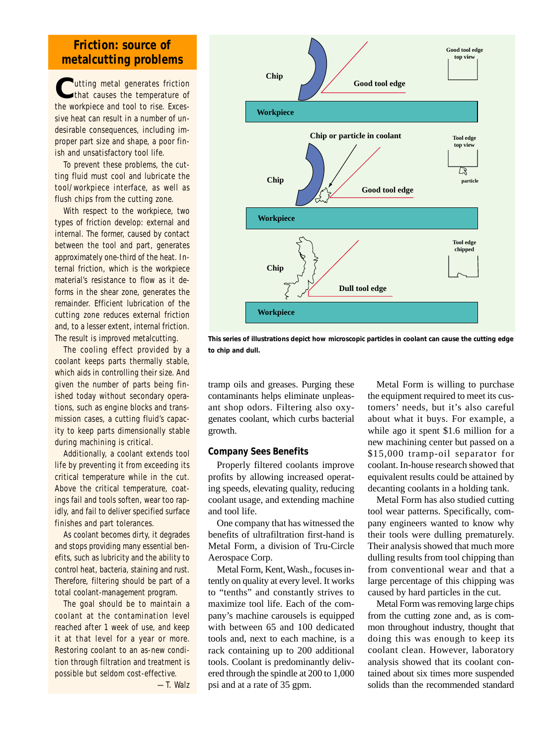## Friction: source of metalcutting problems

Cutting metal generates friction that causes the temperature of the workpiece and tool to rise. Excessive heat can result in a number of undesirable consequences, including improper part size and shape, a poor finish and unsatisfactory tool life.

To prevent these problems, the cutting fluid must cool and lubricate the tool/workpiece interface, as well as flush chips from the cutting zone.

With respect to the workpiece, two types of friction develop: external and internal. The former, caused by contact between the tool and part, generates approximately one-third of the heat. Internal friction, which is the workpiece material's resistance to flow as it deforms in the shear zone, generates the remainder. Efficient lubrication of the cutting zone reduces external friction and, to a lesser extent, internal friction. The result is improved metalcutting.

The cooling effect provided by a coolant keeps parts thermally stable, which aids in controlling their size. And given the number of parts being finished today without secondary operations, such as engine blocks and transmission cases, a cutting fluid's capacity to keep parts dimensionally stable during machining is critical.

Additionally, a coolant extends tool life by preventing it from exceeding its critical temperature while in the cut. Above the critical temperature, coatings fail and tools soften, wear too rapidly, and fail to deliver specified surface finishes and part tolerances.

As coolant becomes dirty, it degrades and stops providing many essential benefits, such as lubricity and the ability to control heat, bacteria, staining and rust. Therefore, filtering should be part of a total coolant-management program.

The goal should be to maintain a coolant at the contamination level reached after 1 week of use, and keep it at that level for a year or more. Restoring coolant to an as-new condition through filtration and treatment is possible but seldom cost-effective.

—T. Walz

**This series of illustrations depict how microscopic particles in coolant can cause the cutting edge to chip and dull.**

tramp oils and greases. Purging these contaminants helps eliminate unpleasant shop odors. Filtering also oxygenates coolant, which curbs bacterial growth.

### Company Sees Benefits

Properly filtered coolants improve profits by allowing increased operating speeds, elevating quality, reducing coolant usage, and extending machine and tool life.

One company that has witnessed the benefits of ultrafiltration first-hand is Metal Form, a division of Tru-Circle Aerospace Corp.

Metal Form, Kent, Wash., focuses intently on quality at every level. It works to "tenths" and constantly strives to maximize tool life. Each of the company's machine carousels is equipped with between 65 and 100 dedicated tools and, next to each machine, is a rack containing up to 200 additional tools. Coolant is predominantly delivered through the spindle at 200 to 1,000 psi and at a rate of 35 gpm.

Metal Form is willing to purchase the equipment required to meet its customers' needs, but it's also careful about what it buys. For example, a while ago it spent $1.6 million for a new machining center but passed on a $15,000 tramp-oil separator for coolant. In-house research showed that equivalent results could be attained by decanting coolants in a holding tank.

Metal Form has also studied cutting tool wear patterns. Specifically, company engineers wanted to know why their tools were dulling prematurely. Their analysis showed that much more dulling results from tool chipping than from conventional wear and that a large percentage of this chipping was caused by hard particles in the cut.

Metal Form was removing large chips from the cutting zone and, as is common throughout industry, thought that doing this was enough to keep its coolant clean. However, laboratory analysis showed that its coolant contained about six times more suspended solids than the recommended standard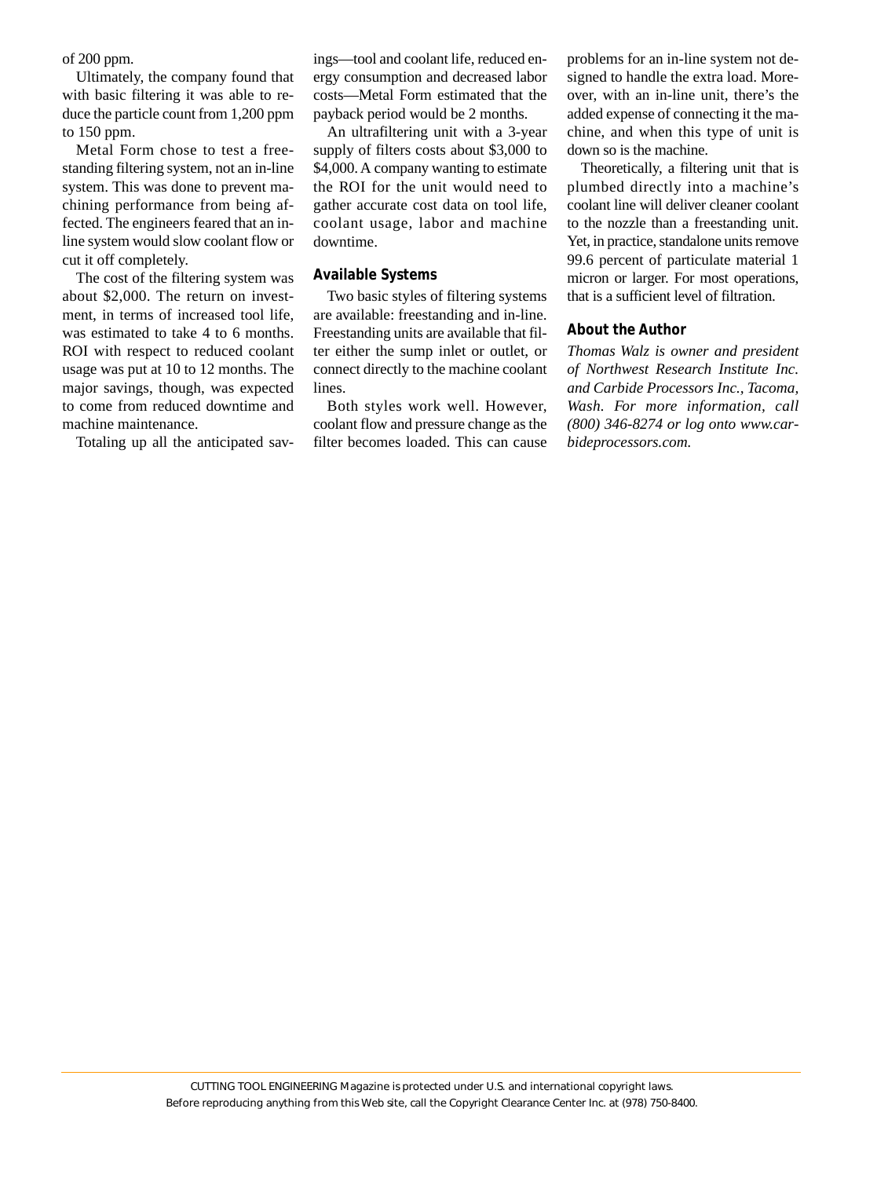of 200 ppm.

Ultimately, the company found that with basic filtering it was able to reduce the particle count from 1,200 ppm to 150 ppm.

Metal Form chose to test a freestanding filtering system, not an in-line system. This was done to prevent machining performance from being affected. The engineers feared that an in-line system would slow coolant flow or cut it off completely.

The cost of the filtering system was about $2,000. The return on investment, in terms of increased tool life, was estimated to take 4 to 6 months. ROI with respect to reduced coolant usage was put at 10 to 12 months. The major savings, though, was expected to come from reduced downtime and machine maintenance.

Totaling up all the anticipated savings—tool and coolant life, reduced energy consumption and decreased labor costs—Metal Form estimated that the payback period would be 2 months.

An ultrafiltering unit with a 3-year supply of filters costs about $3,000 to $4,000. A company wanting to estimate the ROI for the unit would need to gather accurate cost data on tool life, coolant usage, labor and machine downtime.

## Available Systems

Two basic styles of filtering systems are available: freestanding and in-line. Freestanding units are available that filter either the sump inlet or outlet, or connect directly to the machine coolant lines.

Both styles work well. However, coolant flow and pressure change as the filter becomes loaded. This can cause problems for an in-line system not designed to handle the extra load. Moreover, with an in-line unit, there's the added expense of connecting it the machine, and when this type of unit is down so is the machine.

Theoretically, a filtering unit that is plumbed directly into a machine's coolant line will deliver cleaner coolant to the nozzle than a freestanding unit. Yet, in practice, standalone units remove 99.6 percent of particulate material 1 micron or larger. For most operations, that is a sufficient level of filtration.

## About the Author

*Thomas Walz is owner and president of Northwest Research Institute Inc. and Carbide Processors Inc., Tacoma, Wash. For more information, call (800) 346-8274 or log onto www.carbideprocessors.com.*

CUTTING TOOL ENGINEERING Magazine is protected under U.S. and international copyright laws. Before reproducing anything from this Web site, call the Copyright Clearance Center Inc. at (978) 750-8400.